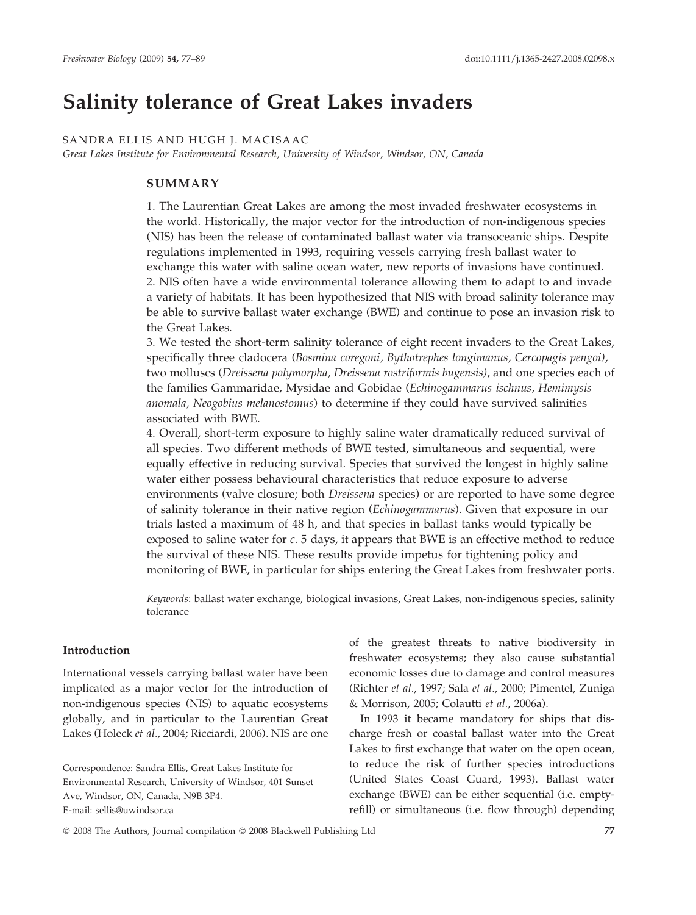# Salinity tolerance of Great Lakes invaders

SANDRA ELLIS AND HUGH J. MACISAAC

*Great Lakes Institute for Environmental Research, University of Windsor, Windsor, ON, Canada*

## SUMMARY

1. The Laurentian Great Lakes are among the most invaded freshwater ecosystems in the world. Historically, the major vector for the introduction of non-indigenous species (NIS) has been the release of contaminated ballast water via transoceanic ships. Despite regulations implemented in 1993, requiring vessels carrying fresh ballast water to exchange this water with saline ocean water, new reports of invasions have continued.
2. NIS often have a wide environmental tolerance allowing them to adapt to and invade a variety of habitats. It has been hypothesized that NIS with broad salinity tolerance may be able to survive ballast water exchange (BWE) and continue to pose an invasion risk to the Great Lakes.
3. We tested the short-term salinity tolerance of eight recent invaders to the Great Lakes, specifically three cladocera (*Bosmina coregoni, Bythotrephes longimanus, Cercopagis pengoi)*, two molluscs (*Dreissena polymorpha, Dreissena rostriformis bugensis*), and one species each of the families Gammaridae, Mysidae and Gobidae (*Echinogammarus ischnus, Hemimysis anomala, Neogobius melanostomus*) to determine if they could have survived salinities associated with BWE.
4. Overall, short-term exposure to highly saline water dramatically reduced survival of all species. Two different methods of BWE tested, simultaneous and sequential, were equally effective in reducing survival. Species that survived the longest in highly saline water either possess behavioural characteristics that reduce exposure to adverse environments (valve closure; both *Dreissena* species) or are reported to have some degree of salinity tolerance in their native region (*Echinogammarus*). Given that exposure in our trials lasted a maximum of 48 h, and that species in ballast tanks would typically be exposed to saline water for *c.* 5 days, it appears that BWE is an effective method to reduce the survival of these NIS. These results provide impetus for tightening policy and monitoring of BWE, in particular for ships entering the Great Lakes from freshwater ports.

*Keywords*: ballast water exchange, biological invasions, Great Lakes, non-indigenous species, salinity tolerance

## Introduction

International vessels carrying ballast water have been implicated as a major vector for the introduction of non-indigenous species (NIS) to aquatic ecosystems globally, and in particular to the Laurentian Great Lakes (Holeck *et al*., 2004; Ricciardi, 2006). NIS are one of the greatest threats to native biodiversity in freshwater ecosystems; they also cause substantial economic losses due to damage and control measures (Richter *et al*., 1997; Sala *et al*., 2000; Pimentel, Zuniga & Morrison, 2005; Colautti *et al*., 2006a).

In 1993 it became mandatory for ships that discharge fresh or coastal ballast water into the Great Lakes to first exchange that water on the open ocean, to reduce the risk of further species introductions (United States Coast Guard, 1993). Ballast water exchange (BWE) can be either sequential (i.e. empty-refill) or simultaneous (i.e. flow through) depending

Correspondence: Sandra Ellis, Great Lakes Institute for Environmental Research, University of Windsor, 401 Sunset Ave, Windsor, ON, Canada, N9B 3P4.
E-mail: sellis@uwindsor.ca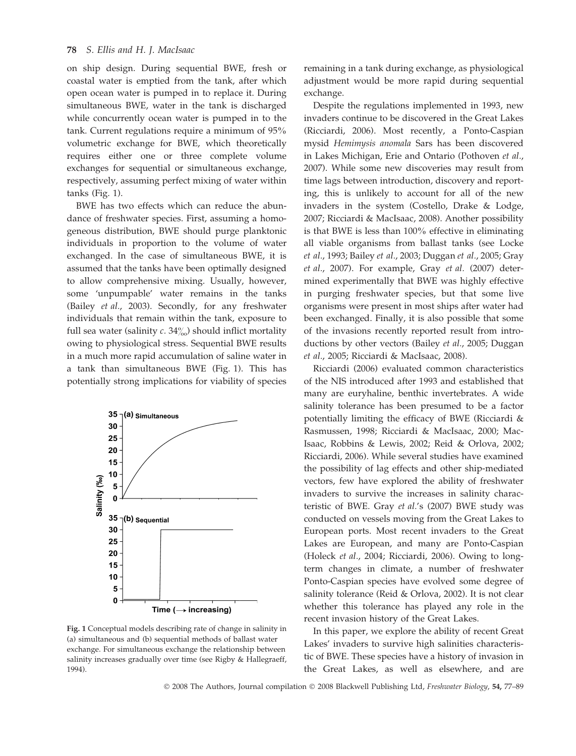on ship design. During sequential BWE, fresh or coastal water is emptied from the tank, after which open ocean water is pumped in to replace it. During simultaneous BWE, water in the tank is discharged while concurrently ocean water is pumped in to the tank. Current regulations require a minimum of 95% volumetric exchange for BWE, which theoretically requires either one or three complete volume exchanges for sequential or simultaneous exchange, respectively, assuming perfect mixing of water within tanks (Fig. 1).

BWE has two effects which can reduce the abundance of freshwater species. First, assuming a homogeneous distribution, BWE should purge planktonic individuals in proportion to the volume of water exchanged. In the case of simultaneous BWE, it is assumed that the tanks have been optimally designed to allow comprehensive mixing. Usually, however, some 'unpumpable' water remains in the tanks (Bailey *et al.*, 2003). Secondly, for any freshwater individuals that remain within the tank, exposure to full sea water (salinity *c.* 34‰) should inflict mortality owing to physiological stress. Sequential BWE results in a much more rapid accumulation of saline water in a tank than simultaneous BWE (Fig. 1). This has potentially strong implications for viability of species remaining in a tank during exchange, as physiological adjustment would be more rapid during sequential exchange.

**Fig. 1** Conceptual models describing rate of change in salinity in (a) simultaneous and (b) sequential methods of ballast water exchange. For simultaneous exchange the relationship between salinity increases gradually over time (see Rigby & Hallegraeff, 1994).

Despite the regulations implemented in 1993, new invaders continue to be discovered in the Great Lakes (Ricciardi, 2006). Most recently, a Ponto-Caspian mysid *Hemimysis anomala* Sars has been discovered in Lakes Michigan, Erie and Ontario (Pothoven *et al.*, 2007). While some new discoveries may result from time lags between introduction, discovery and reporting, this is unlikely to account for all of the new invaders in the system (Costello, Drake & Lodge, 2007; Ricciardi & MacIsaac, 2008). Another possibility is that BWE is less than 100% effective in eliminating all viable organisms from ballast tanks (see Locke *et al.*, 1993; Bailey *et al.*, 2003; Duggan *et al.*, 2005; Gray *et al.*, 2007). For example, Gray *et al.* (2007) determined experimentally that BWE was highly effective in purging freshwater species, but that some live organisms were present in most ships after water had been exchanged. Finally, it is also possible that some of the invasions recently reported result from introductions by other vectors (Bailey *et al.*, 2005; Duggan *et al.*, 2005; Ricciardi & MacIsaac, 2008).

Ricciardi (2006) evaluated common characteristics of the NIS introduced after 1993 and established that many are euryhaline, benthic invertebrates. A wide salinity tolerance has been presumed to be a factor potentially limiting the efficacy of BWE (Ricciardi & Rasmussen, 1998; Ricciardi & MacIsaac, 2000; MacIsaac, Robbins & Lewis, 2002; Reid & Orlova, 2002; Ricciardi, 2006). While several studies have examined the possibility of lag effects and other ship-mediated vectors, few have explored the ability of freshwater invaders to survive the increases in salinity characteristic of BWE. Gray *et al.*'s (2007) BWE study was conducted on vessels moving from the Great Lakes to European ports. Most recent invaders to the Great Lakes are European, and many are Ponto-Caspian (Holeck *et al.*, 2004; Ricciardi, 2006). Owing to long-term changes in climate, a number of freshwater Ponto-Caspian species have evolved some degree of salinity tolerance (Reid & Orlova, 2002). It is not clear whether this tolerance has played any role in the recent invasion history of the Great Lakes.

In this paper, we explore the ability of recent Great Lakes' invaders to survive high salinities characteristic of BWE. These species have a history of invasion in the Great Lakes, as well as elsewhere, and are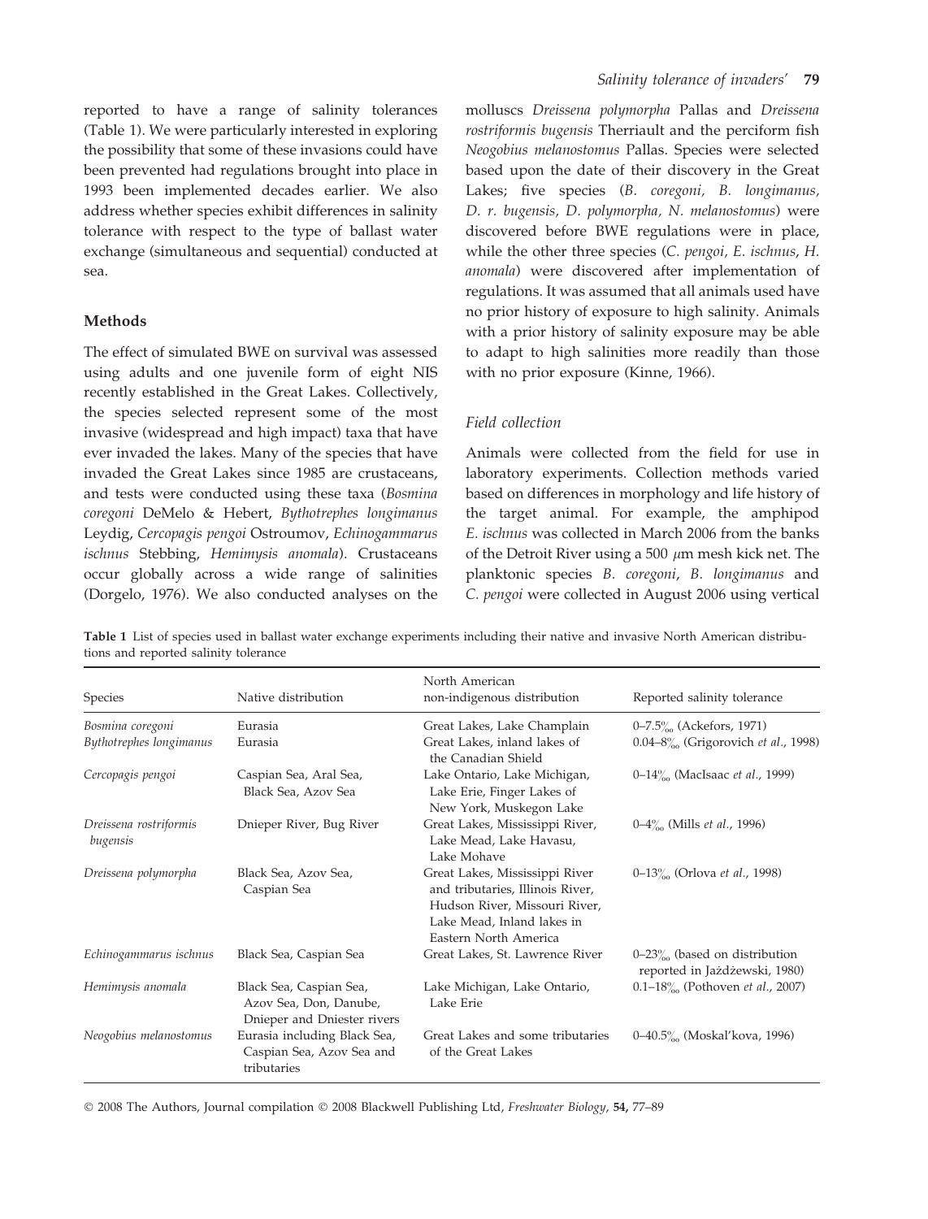reported to have a range of salinity tolerances (Table 1). We were particularly interested in exploring the possibility that some of these invasions could have been prevented had regulations brought into place in 1993 been implemented decades earlier. We also address whether species exhibit differences in salinity tolerance with respect to the type of ballast water exchange (simultaneous and sequential) conducted at sea.

## Methods

The effect of simulated BWE on survival was assessed using adults and one juvenile form of eight NIS recently established in the Great Lakes. Collectively, the species selected represent some of the most invasive (widespread and high impact) taxa that have ever invaded the lakes. Many of the species that have invaded the Great Lakes since 1985 are crustaceans, and tests were conducted using these taxa (*Bosmina coregoni* DeMelo & Hebert, *Bythotrephes longimanus* Leydig, *Cercopagis pengoi* Ostroumov, *Echinogammarus ischnus* Stebbing, *Hemimysis anomala*). Crustaceans occur globally across a wide range of salinities (Dorgelo, 1976). We also conducted analyses on the molluscs *Dreissena polymorpha* Pallas and *Dreissena rostriformis bugensis* Therriault and the perciform fish *Neogobius melanostomus* Pallas. Species were selected based upon the date of their discovery in the Great Lakes; five species (*B. coregoni, B. longimanus, D. r. bugensis, D. polymorpha, N. melanostomus*) were discovered before BWE regulations were in place, while the other three species (*C. pengoi, E. ischnus, H. anomala*) were discovered after implementation of regulations. It was assumed that all animals used have no prior history of exposure to high salinity. Animals with a prior history of salinity exposure may be able to adapt to high salinities more readily than those with no prior exposure (Kinne, 1966).

### *Field collection*

Animals were collected from the field for use in laboratory experiments. Collection methods varied based on differences in morphology and life history of the target animal. For example, the amphipod *E. ischnus* was collected in March 2006 from the banks of the Detroit River using a 500 $\mu$m mesh kick net. The planktonic species *B. coregoni*, *B. longimanus* and *C. pengoi* were collected in August 2006 using vertical

**Table 1** List of species used in ballast water exchange experiments including their native and invasive North American distributions and reported salinity tolerance

| Species | Native distribution | North American non-indigenous distribution | Reported salinity tolerance |
|---|---|---|---|
| *Bosmina coregoni* | Eurasia | Great Lakes, Lake Champlain | 0–7.5‰ (Ackefors, 1971) |
| *Bythotrephes longimanus* | Eurasia | Great Lakes, inland lakes of the Canadian Shield | 0.04–8‰ (Grigorovich *et al.*, 1998) |
| *Cercopagis pengoi* | Caspian Sea, Aral Sea, Black Sea, Azov Sea | Lake Ontario, Lake Michigan, Lake Erie, Finger Lakes of New York, Muskegon Lake | 0–14‰ (MacIsaac *et al.*, 1999) |
| *Dreissena rostriformis bugensis* | Dnieper River, Bug River | Great Lakes, Mississippi River, Lake Mead, Lake Havasu, Lake Mohave | 0–4‰ (Mills *et al.*, 1996) |
| *Dreissena polymorpha* | Black Sea, Azov Sea, Caspian Sea | Great Lakes, Mississippi River and tributaries, Illinois River, Hudson River, Missouri River, Lake Mead, Inland lakes in Eastern North America | 0–13‰ (Orlova *et al.*, 1998) |
| *Echinogammarus ischnus* | Black Sea, Caspian Sea | Great Lakes, St. Lawrence River | 0–23‰ (based on distribution reported in Jażdżewski, 1980) |
| *Hemimysis anomala* | Black Sea, Caspian Sea, Azov Sea, Don, Danube, Dnieper and Dniester rivers | Lake Michigan, Lake Ontario, Lake Erie | 0.1–18‰ (Pothoven *et al.*, 2007) |
| *Neogobius melanostomus* | Eurasia including Black Sea, Caspian Sea, Azov Sea and tributaries | Great Lakes and some tributaries of the Great Lakes | 0–40.5‰ (Moskal'kova, 1996) |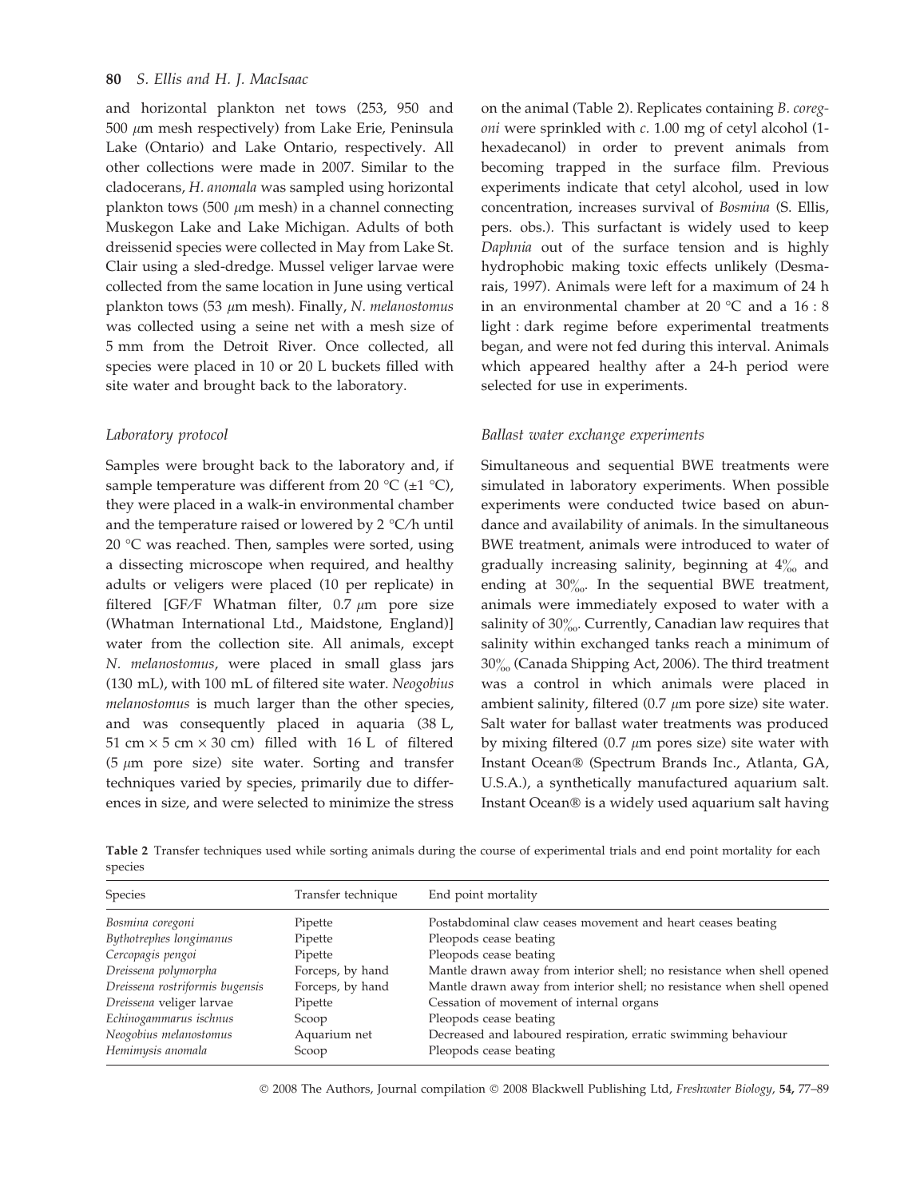and horizontal plankton net tows (253, 950 and 500 $\mu$m mesh respectively) from Lake Erie, Peninsula Lake (Ontario) and Lake Ontario, respectively. All other collections were made in 2007. Similar to the cladocerans, *H. anomala* was sampled using horizontal plankton tows (500 $\mu$m mesh) in a channel connecting Muskegon Lake and Lake Michigan. Adults of both dreissenid species were collected in May from Lake St. Clair using a sled-dredge. Mussel veliger larvae were collected from the same location in June using vertical plankton tows (53 $\mu$m mesh). Finally, *N. melanostomus* was collected using a seine net with a mesh size of 5 mm from the Detroit River. Once collected, all species were placed in 10 or 20 L buckets filled with site water and brought back to the laboratory.

### *Laboratory protocol*

Samples were brought back to the laboratory and, if sample temperature was different from 20 °C (±1 °C), they were placed in a walk-in environmental chamber and the temperature raised or lowered by 2 °C/h until 20 °C was reached. Then, samples were sorted, using a dissecting microscope when required, and healthy adults or veligers were placed (10 per replicate) in filtered [GF/F Whatman filter, 0.7 $\mu$m pore size (Whatman International Ltd., Maidstone, England)] water from the collection site. All animals, except *N. melanostomus*, were placed in small glass jars (130 mL), with 100 mL of filtered site water. *Neogobius melanostomus* is much larger than the other species, and was consequently placed in aquaria (38 L, 51 cm × 5 cm × 30 cm) filled with 16 L of filtered (5 $\mu$m pore size) site water. Sorting and transfer techniques varied by species, primarily due to differences in size, and were selected to minimize the stress on the animal (Table 2). Replicates containing *B. coregoni* were sprinkled with *c.* 1.00 mg of cetyl alcohol (1-hexadecanol) in order to prevent animals from becoming trapped in the surface film. Previous experiments indicate that cetyl alcohol, used in low concentration, increases survival of *Bosmina* (S. Ellis, pers. obs.). This surfactant is widely used to keep *Daphnia* out of the surface tension and is highly hydrophobic making toxic effects unlikely (Desmarais, 1997). Animals were left for a maximum of 24 h in an environmental chamber at 20 °C and a 16 : 8 light : dark regime before experimental treatments began, and were not fed during this interval. Animals which appeared healthy after a 24-h period were selected for use in experiments.

### *Ballast water exchange experiments*

Simultaneous and sequential BWE treatments were simulated in laboratory experiments. When possible experiments were conducted twice based on abundance and availability of animals. In the simultaneous BWE treatment, animals were introduced to water of gradually increasing salinity, beginning at 4‰ and ending at 30‰. In the sequential BWE treatment, animals were immediately exposed to water with a salinity of 30‰. Currently, Canadian law requires that salinity within exchanged tanks reach a minimum of 30‰ (Canada Shipping Act, 2006). The third treatment was a control in which animals were placed in ambient salinity, filtered (0.7 $\mu$m pore size) site water. Salt water for ballast water treatments was produced by mixing filtered (0.7 $\mu$m pores size) site water with Instant Ocean® (Spectrum Brands Inc., Atlanta, GA, U.S.A.), a synthetically manufactured aquarium salt. Instant Ocean® is a widely used aquarium salt having

**Table 2** Transfer techniques used while sorting animals during the course of experimental trials and end point mortality for each species

| Species | Transfer technique | End point mortality |
|---|---|---|
| *Bosmina coregoni* | Pipette | Postabdominal claw ceases movement and heart ceases beating |
| *Bythotrephes longimanus* | Pipette | Pleopods cease beating |
| *Cercopagis pengoi* | Pipette | Pleopods cease beating |
| *Dreissena polymorpha* | Forceps, by hand | Mantle drawn away from interior shell; no resistance when shell opened |
| *Dreissena rostriformis bugensis* | Forceps, by hand | Mantle drawn away from interior shell; no resistance when shell opened |
| *Dreissena* veliger larvae | Pipette | Cessation of movement of internal organs |
| *Echinogammarus ischnus* | Scoop | Pleopods cease beating |
| *Neogobius melanostomus* | Aquarium net | Decreased and laboured respiration, erratic swimming behaviour |
| *Hemimysis anomala* | Scoop | Pleopods cease beating |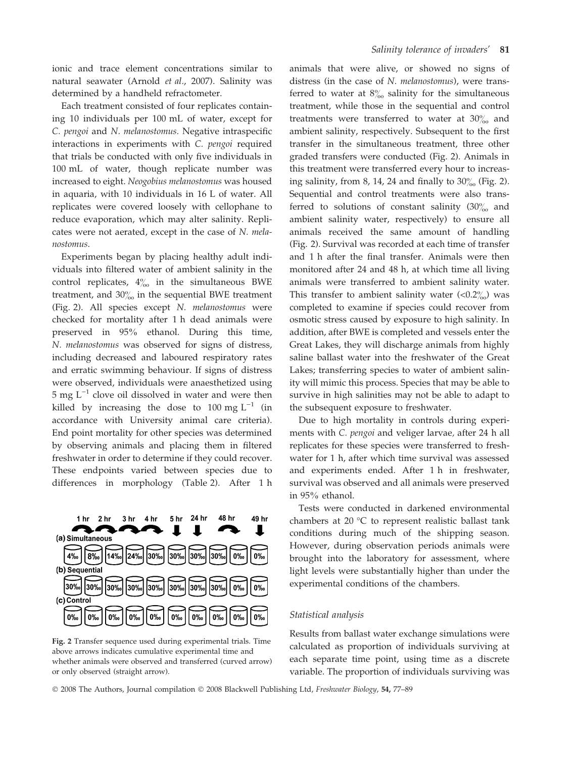ionic and trace element concentrations similar to natural seawater (Arnold *et al*., 2007). Salinity was determined by a handheld refractometer.

Each treatment consisted of four replicates containing 10 individuals per 100 mL of water, except for *C. pengoi* and *N. melanostomus*. Negative intraspecific interactions in experiments with *C. pengoi* required that trials be conducted with only five individuals in 100 mL of water, though replicate number was increased to eight. *Neogobius melanostomus* was housed in aquaria, with 10 individuals in 16 L of water. All replicates were covered loosely with cellophane to reduce evaporation, which may alter salinity. Replicates were not aerated, except in the case of *N. melanostomus*.

Experiments began by placing healthy adult individuals into filtered water of ambient salinity in the control replicates, 4‰ in the simultaneous BWE treatment, and 30‰ in the sequential BWE treatment (Fig. 2). All species except *N. melanostomus* were checked for mortality after 1 h dead animals were preserved in 95% ethanol. During this time, *N. melanostomus* was observed for signs of distress, including decreased and laboured respiratory rates and erratic swimming behaviour. If signs of distress were observed, individuals were anaesthetized using 5 mg $L^{-1}$ clove oil dissolved in water and were then killed by increasing the dose to 100 mg $L^{-1}$ (in accordance with University animal care criteria). End point mortality for other species was determined by observing animals and placing them in filtered freshwater in order to determine if they could recover. These endpoints varied between species due to differences in morphology (Table 2). After 1 h animals that were alive, or showed no signs of distress (in the case of *N. melanostomus*), were transferred to water at 8‰ salinity for the simultaneous treatment, while those in the sequential and control treatments were transferred to water at 30‰ and ambient salinity, respectively. Subsequent to the first transfer in the simultaneous treatment, three other graded transfers were conducted (Fig. 2). Animals in this treatment were transferred every hour to increasing salinity, from 8, 14, 24 and finally to 30‰ (Fig. 2). Sequential and control treatments were also transferred to solutions of constant salinity (30‰ and ambient salinity water, respectively) to ensure all animals received the same amount of handling (Fig. 2). Survival was recorded at each time of transfer and 1 h after the final transfer. Animals were then monitored after 24 and 48 h, at which time all living animals were transferred to ambient salinity water. This transfer to ambient salinity water (<0.2‰) was completed to examine if species could recover from osmotic stress caused by exposure to high salinity. In addition, after BWE is completed and vessels enter the Great Lakes, they will discharge animals from highly saline ballast water into the freshwater of the Great Lakes; transferring species to water of ambient salinity will mimic this process. Species that may be able to survive in high salinities may not be able to adapt to the subsequent exposure to freshwater.

Fig. 2 Transfer sequence used during experimental trials. Time above arrows indicates cumulative experimental time and whether animals were observed and transferred (curved arrow) or only observed (straight arrow).

Due to high mortality in controls during experiments with *C. pengoi* and veliger larvae, after 24 h all replicates for these species were transferred to freshwater for 1 h, after which time survival was assessed and experiments ended. After 1 h in freshwater, survival was observed and all animals were preserved in 95% ethanol.

Tests were conducted in darkened environmental chambers at 20 °C to represent realistic ballast tank conditions during much of the shipping season. However, during observation periods animals were brought into the laboratory for assessment, where light levels were substantially higher than under the experimental conditions of the chambers.

### Statistical analysis

Results from ballast water exchange simulations were calculated as proportion of individuals surviving at each separate time point, using time as a discrete variable. The proportion of individuals surviving was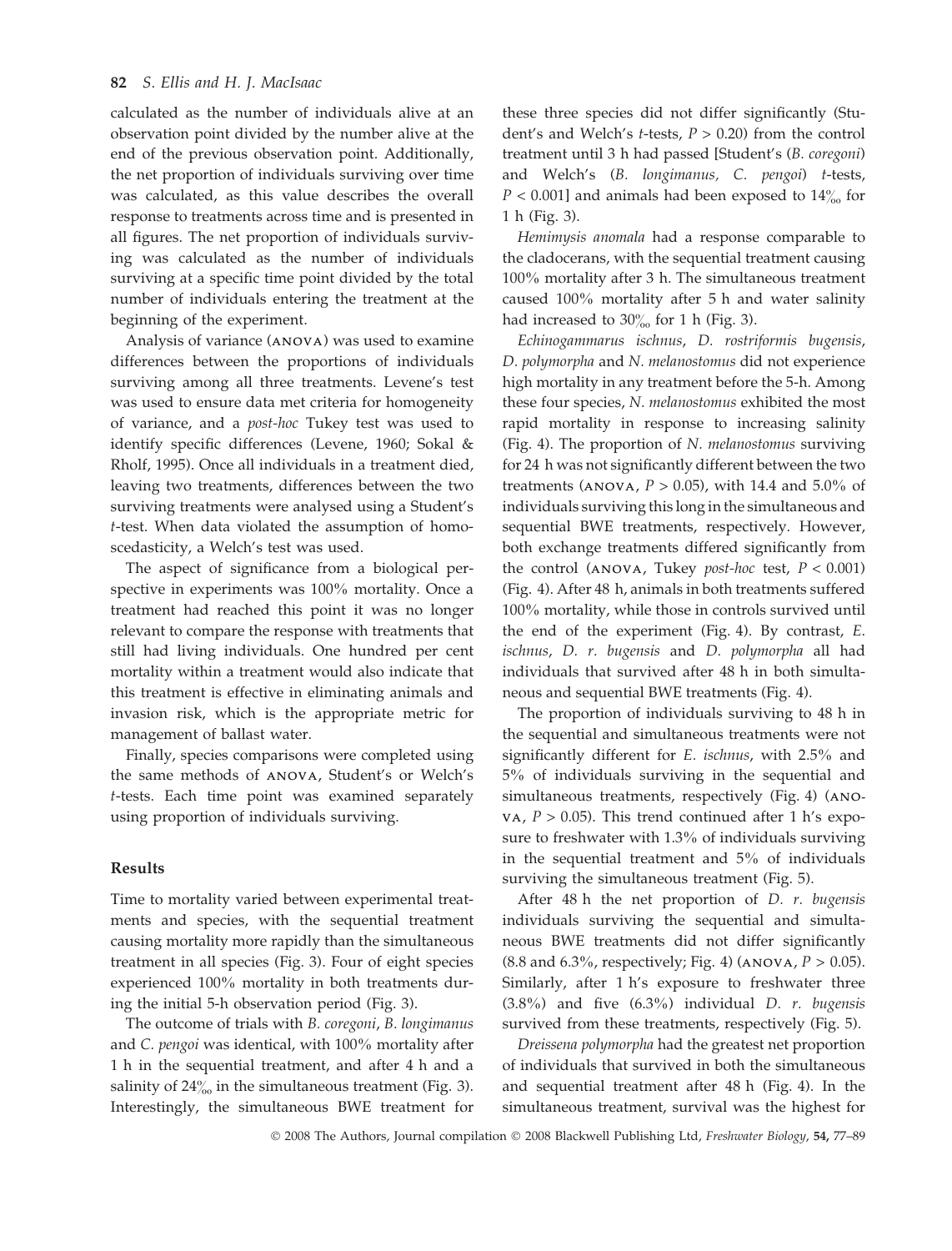calculated as the number of individuals alive at an observation point divided by the number alive at the end of the previous observation point. Additionally, the net proportion of individuals surviving over time was calculated, as this value describes the overall response to treatments across time and is presented in all figures. The net proportion of individuals surviving was calculated as the number of individuals surviving at a specific time point divided by the total number of individuals entering the treatment at the beginning of the experiment.

Analysis of variance (ANOVA) was used to examine differences between the proportions of individuals surviving among all three treatments. Levene's test was used to ensure data met criteria for homogeneity of variance, and a *post-hoc* Tukey test was used to identify specific differences (Levene, 1960; Sokal & Rholf, 1995). Once all individuals in a treatment died, leaving two treatments, differences between the two surviving treatments were analysed using a Student's *t*-test. When data violated the assumption of homoscedasticity, a Welch's test was used.

The aspect of significance from a biological perspective in experiments was 100% mortality. Once a treatment had reached this point it was no longer relevant to compare the response with treatments that still had living individuals. One hundred per cent mortality within a treatment would also indicate that this treatment is effective in eliminating animals and invasion risk, which is the appropriate metric for management of ballast water.

Finally, species comparisons were completed using the same methods of ANOVA, Student's or Welch's *t*-tests. Each time point was examined separately using proportion of individuals surviving.

## Results

Time to mortality varied between experimental treatments and species, with the sequential treatment causing mortality more rapidly than the simultaneous treatment in all species (Fig. 3). Four of eight species experienced 100% mortality in both treatments during the initial 5-h observation period (Fig. 3).

The outcome of trials with *B. coregoni*, *B. longimanus* and *C. pengoi* was identical, with 100% mortality after 1 h in the sequential treatment, and after 4 h and a salinity of 24‰ in the simultaneous treatment (Fig. 3). Interestingly, the simultaneous BWE treatment for these three species did not differ significantly (Student's and Welch's *t*-tests, $P > 0.20$) from the control treatment until 3 h had passed [Student's (*B. coregoni*) and Welch's (*B. longimanus, C. pengoi*) *t*-tests, $P < 0.001$] and animals had been exposed to 14‰ for 1 h (Fig. 3).

*Hemimysis anomala* had a response comparable to the cladocerans, with the sequential treatment causing 100% mortality after 3 h. The simultaneous treatment caused 100% mortality after 5 h and water salinity had increased to 30‰ for 1 h (Fig. 3).

*Echinogammarus ischnus*, *D. rostriformis bugensis*, *D. polymorpha* and *N. melanostomus* did not experience high mortality in any treatment before the 5-h. Among these four species, *N. melanostomus* exhibited the most rapid mortality in response to increasing salinity (Fig. 4). The proportion of *N. melanostomus* surviving for 24 h was not significantly different between the two treatments (ANOVA, $P > 0.05$), with 14.4 and 5.0% of individuals surviving this long in the simultaneous and sequential BWE treatments, respectively. However, both exchange treatments differed significantly from the control (ANOVA, Tukey *post-hoc* test, $P < 0.001$) (Fig. 4). After 48 h, animals in both treatments suffered 100% mortality, while those in controls survived until the end of the experiment (Fig. 4). By contrast, *E. ischnus*, *D. r. bugensis* and *D. polymorpha* all had individuals that survived after 48 h in both simultaneous and sequential BWE treatments (Fig. 4).

The proportion of individuals surviving to 48 h in the sequential and simultaneous treatments were not significantly different for *E. ischnus*, with 2.5% and 5% of individuals surviving in the sequential and simultaneous treatments, respectively (Fig. 4) (ANOVA, $P > 0.05$). This trend continued after 1 h's exposure to freshwater with 1.3% of individuals surviving in the sequential treatment and 5% of individuals surviving the simultaneous treatment (Fig. 5).

After 48 h the net proportion of *D. r. bugensis* individuals surviving the sequential and simultaneous BWE treatments did not differ significantly (8.8 and 6.3%, respectively; Fig. 4) (ANOVA, $P > 0.05$). Similarly, after 1 h's exposure to freshwater three (3.8%) and five (6.3%) individual *D. r. bugensis* survived from these treatments, respectively (Fig. 5).

*Dreissena polymorpha* had the greatest net proportion of individuals that survived in both the simultaneous and sequential treatment after 48 h (Fig. 4). In the simultaneous treatment, survival was the highest for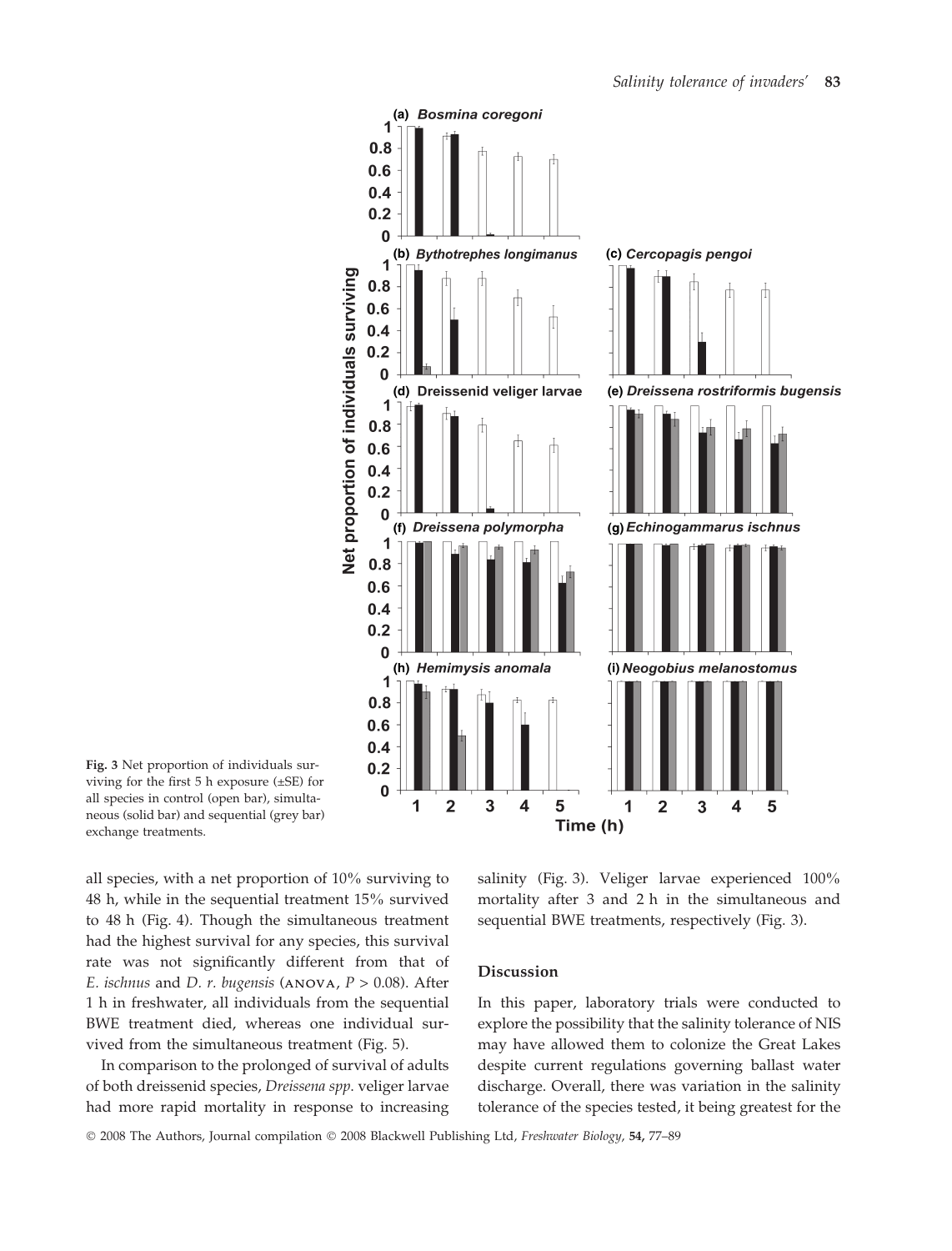Fig. 3 Net proportion of individuals surviving for the first 5 h exposure (±SE) for all species in control (open bar), simultaneous (solid bar) and sequential (grey bar) exchange treatments.

all species, with a net proportion of 10% surviving to 48 h, while in the sequential treatment 15% survived to 48 h (Fig. 4). Though the simultaneous treatment had the highest survival for any species, this survival rate was not significantly different from that of *E. ischnus* and *D. r. bugensis* (ANOVA, $P > 0.08$). After 1 h in freshwater, all individuals from the sequential BWE treatment died, whereas one individual survived from the simultaneous treatment (Fig. 5).

In comparison to the prolonged of survival of adults of both dreissenid species, *Dreissena spp*. veliger larvae had more rapid mortality in response to increasing salinity (Fig. 3). Veliger larvae experienced 100% mortality after 3 and 2 h in the simultaneous and sequential BWE treatments, respectively (Fig. 3).

## Discussion

In this paper, laboratory trials were conducted to explore the possibility that the salinity tolerance of NIS may have allowed them to colonize the Great Lakes despite current regulations governing ballast water discharge. Overall, there was variation in the salinity tolerance of the species tested, it being greatest for the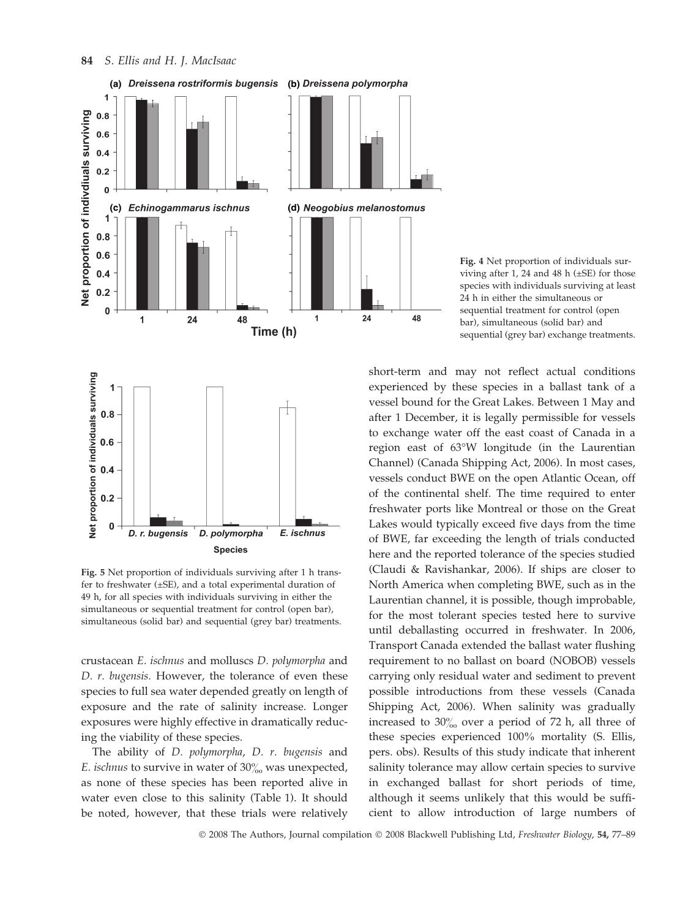Fig. 4 Net proportion of individuals surviving after 1, 24 and 48 h (±SE) for those species with individuals surviving at least 24 h in either the simultaneous or sequential treatment for control (open bar), simultaneous (solid bar) and sequential (grey bar) exchange treatments.

Fig. 5 Net proportion of individuals surviving after 1 h transfer to freshwater (±SE), and a total experimental duration of 49 h, for all species with individuals surviving in either the simultaneous or sequential treatment for control (open bar), simultaneous (solid bar) and sequential (grey bar) treatments.

crustacean *E. ischnus* and molluscs *D. polymorpha* and *D. r. bugensis*. However, the tolerance of even these species to full sea water depended greatly on length of exposure and the rate of salinity increase. Longer exposures were highly effective in dramatically reducing the viability of these species.

The ability of *D. polymorpha*, *D. r. bugensis* and *E. ischnus* to survive in water of 30‰ was unexpected, as none of these species has been reported alive in water even close to this salinity (Table 1). It should be noted, however, that these trials were relatively short-term and may not reflect actual conditions experienced by these species in a ballast tank of a vessel bound for the Great Lakes. Between 1 May and after 1 December, it is legally permissible for vessels to exchange water off the east coast of Canada in a region east of 63°W longitude (in the Laurentian Channel) (Canada Shipping Act, 2006). In most cases, vessels conduct BWE on the open Atlantic Ocean, off of the continental shelf. The time required to enter freshwater ports like Montreal or those on the Great Lakes would typically exceed five days from the time of BWE, far exceeding the length of trials conducted here and the reported tolerance of the species studied (Claudi & Ravishankar, 2006). If ships are closer to North America when completing BWE, such as in the Laurentian channel, it is possible, though improbable, for the most tolerant species tested here to survive until deballasting occurred in freshwater. In 2006, Transport Canada extended the ballast water flushing requirement to no ballast on board (NOBOB) vessels carrying only residual water and sediment to prevent possible introductions from these vessels (Canada Shipping Act, 2006). When salinity was gradually increased to 30‰ over a period of 72 h, all three of these species experienced 100% mortality (S. Ellis, pers. obs). Results of this study indicate that inherent salinity tolerance may allow certain species to survive in exchanged ballast for short periods of time, although it seems unlikely that this would be sufficient to allow introduction of large numbers of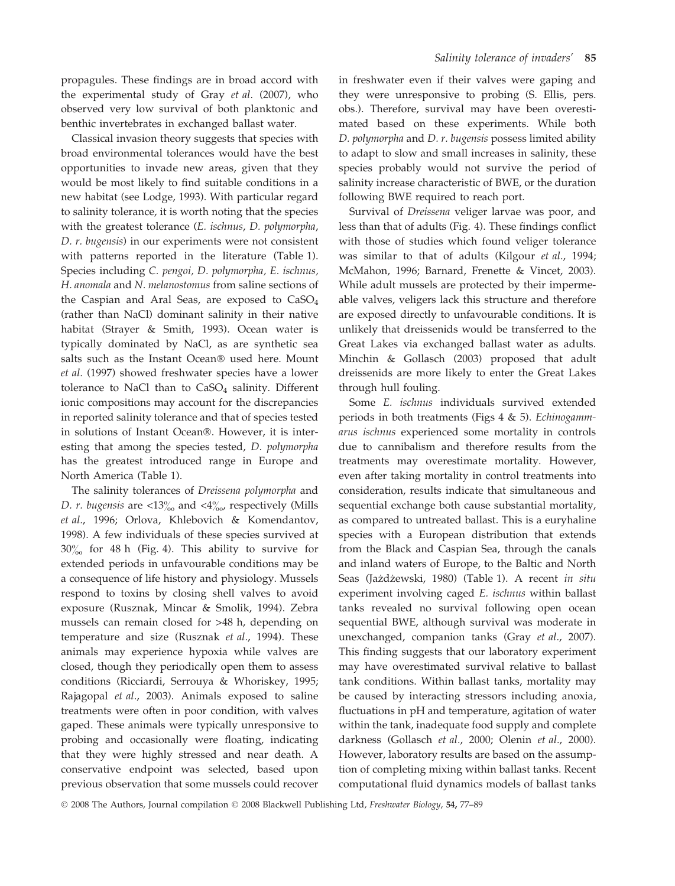propagules. These findings are in broad accord with the experimental study of Gray *et al.* (2007), who observed very low survival of both planktonic and benthic invertebrates in exchanged ballast water.

Classical invasion theory suggests that species with broad environmental tolerances would have the best opportunities to invade new areas, given that they would be most likely to find suitable conditions in a new habitat (see Lodge, 1993). With particular regard to salinity tolerance, it is worth noting that the species with the greatest tolerance (*E. ischnus*, *D. polymorpha*, *D. r. bugensis*) in our experiments were not consistent with patterns reported in the literature (Table 1). Species including *C. pengoi, D. polymorpha, E. ischnus, H. anomala* and *N. melanostomus* from saline sections of the Caspian and Aral Seas, are exposed to $CaSO_4$ (rather than NaCl) dominant salinity in their native habitat (Strayer & Smith, 1993). Ocean water is typically dominated by NaCl, as are synthetic sea salts such as the Instant Ocean® used here. Mount *et al.* (1997) showed freshwater species have a lower tolerance to NaCl than to $CaSO_4$ salinity. Different ionic compositions may account for the discrepancies in reported salinity tolerance and that of species tested in solutions of Instant Ocean®. However, it is interesting that among the species tested, *D. polymorpha* has the greatest introduced range in Europe and North America (Table 1).

The salinity tolerances of *Dreissena polymorpha* and *D. r. bugensis* are <13‰ and <4‰, respectively (Mills *et al.*, 1996; Orlova, Khlebovich & Komendantov, 1998). A few individuals of these species survived at 30‰ for 48 h (Fig. 4). This ability to survive for extended periods in unfavourable conditions may be a consequence of life history and physiology. Mussels respond to toxins by closing shell valves to avoid exposure (Rusznak, Mincar & Smolik, 1994). Zebra mussels can remain closed for >48 h, depending on temperature and size (Rusznak *et al.*, 1994). These animals may experience hypoxia while valves are closed, though they periodically open them to assess conditions (Ricciardi, Serrouya & Whoriskey, 1995; Rajagopal *et al.*, 2003). Animals exposed to saline treatments were often in poor condition, with valves gaped. These animals were typically unresponsive to probing and occasionally were floating, indicating that they were highly stressed and near death. A conservative endpoint was selected, based upon previous observation that some mussels could recover in freshwater even if their valves were gaping and they were unresponsive to probing (S. Ellis, pers. obs.). Therefore, survival may have been overestimated based on these experiments. While both *D. polymorpha* and *D. r. bugensis* possess limited ability to adapt to slow and small increases in salinity, these species probably would not survive the period of salinity increase characteristic of BWE, or the duration following BWE required to reach port.

Survival of *Dreissena* veliger larvae was poor, and less than that of adults (Fig. 4). These findings conflict with those of studies which found veliger tolerance was similar to that of adults (Kilgour *et al.*, 1994; McMahon, 1996; Barnard, Frenette & Vincet, 2003). While adult mussels are protected by their impermeable valves, veligers lack this structure and therefore are exposed directly to unfavourable conditions. It is unlikely that dreissenids would be transferred to the Great Lakes via exchanged ballast water as adults. Minchin & Gollasch (2003) proposed that adult dreissenids are more likely to enter the Great Lakes through hull fouling.

Some *E. ischnus* individuals survived extended periods in both treatments (Figs 4 & 5). *Echinogammarus ischnus* experienced some mortality in controls due to cannibalism and therefore results from the treatments may overestimate mortality. However, even after taking mortality in control treatments into consideration, results indicate that simultaneous and sequential exchange both cause substantial mortality, as compared to untreated ballast. This is a euryhaline species with a European distribution that extends from the Black and Caspian Sea, through the canals and inland waters of Europe, to the Baltic and North Seas (Jażdżewski, 1980) (Table 1). A recent *in situ* experiment involving caged *E. ischnus* within ballast tanks revealed no survival following open ocean sequential BWE, although survival was moderate in unexchanged, companion tanks (Gray *et al.*, 2007). This finding suggests that our laboratory experiment may have overestimated survival relative to ballast tank conditions. Within ballast tanks, mortality may be caused by interacting stressors including anoxia, fluctuations in pH and temperature, agitation of water within the tank, inadequate food supply and complete darkness (Gollasch *et al.*, 2000; Olenin *et al.*, 2000). However, laboratory results are based on the assumption of completing mixing within ballast tanks. Recent computational fluid dynamics models of ballast tanks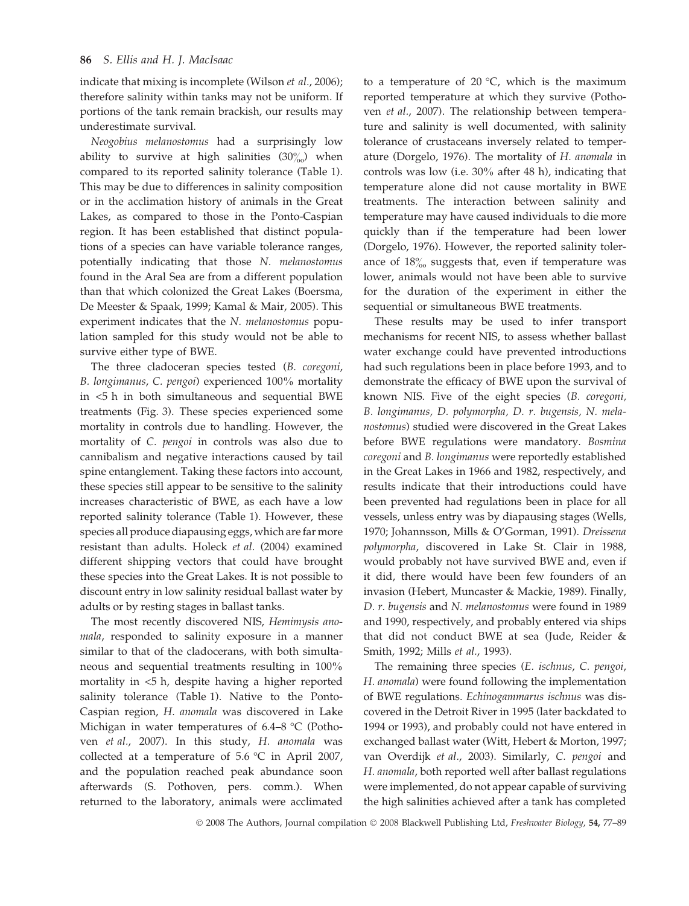indicate that mixing is incomplete (Wilson *et al*., 2006); therefore salinity within tanks may not be uniform. If portions of the tank remain brackish, our results may underestimate survival.

*Neogobius melanostomus* had a surprisingly low ability to survive at high salinities (30‰) when compared to its reported salinity tolerance (Table 1). This may be due to differences in salinity composition or in the acclimation history of animals in the Great Lakes, as compared to those in the Ponto-Caspian region. It has been established that distinct populations of a species can have variable tolerance ranges, potentially indicating that those *N. melanostomus* found in the Aral Sea are from a different population than that which colonized the Great Lakes (Boersma, De Meester & Spaak, 1999; Kamal & Mair, 2005). This experiment indicates that the *N. melanostomus* population sampled for this study would not be able to survive either type of BWE.

The three cladoceran species tested (*B. coregoni*, *B. longimanus*, *C. pengoi*) experienced 100% mortality in <5 h in both simultaneous and sequential BWE treatments (Fig. 3). These species experienced some mortality in controls due to handling. However, the mortality of *C. pengoi* in controls was also due to cannibalism and negative interactions caused by tail spine entanglement. Taking these factors into account, these species still appear to be sensitive to the salinity increases characteristic of BWE, as each have a low reported salinity tolerance (Table 1). However, these species all produce diapausing eggs, which are far more resistant than adults. Holeck *et al*. (2004) examined different shipping vectors that could have brought these species into the Great Lakes. It is not possible to discount entry in low salinity residual ballast water by adults or by resting stages in ballast tanks.

The most recently discovered NIS, *Hemimysis anomala*, responded to salinity exposure in a manner similar to that of the cladocerans, with both simultaneous and sequential treatments resulting in 100% mortality in <5 h, despite having a higher reported salinity tolerance (Table 1). Native to the Ponto-Caspian region, *H. anomala* was discovered in Lake Michigan in water temperatures of 6.4–8 °C (Pothoven *et al*., 2007). In this study, *H. anomala* was collected at a temperature of 5.6 °C in April 2007, and the population reached peak abundance soon afterwards (S. Pothoven, pers. comm.). When returned to the laboratory, animals were acclimated to a temperature of 20 °C, which is the maximum reported temperature at which they survive (Pothoven *et al*., 2007). The relationship between temperature and salinity is well documented, with salinity tolerance of crustaceans inversely related to temperature (Dorgelo, 1976). The mortality of *H. anomala* in controls was low (i.e. 30% after 48 h), indicating that temperature alone did not cause mortality in BWE treatments. The interaction between salinity and temperature may have caused individuals to die more quickly than if the temperature had been lower (Dorgelo, 1976). However, the reported salinity tolerance of 18‰ suggests that, even if temperature was lower, animals would not have been able to survive for the duration of the experiment in either the sequential or simultaneous BWE treatments.

These results may be used to infer transport mechanisms for recent NIS, to assess whether ballast water exchange could have prevented introductions had such regulations been in place before 1993, and to demonstrate the efficacy of BWE upon the survival of known NIS. Five of the eight species (*B. coregoni*, *B. longimanus*, *D. polymorpha*, *D. r. bugensis*, *N. melanostomus*) studied were discovered in the Great Lakes before BWE regulations were mandatory. *Bosmina coregoni* and *B. longimanus* were reportedly established in the Great Lakes in 1966 and 1982, respectively, and results indicate that their introductions could have been prevented had regulations been in place for all vessels, unless entry was by diapausing stages (Wells, 1970; Johannsson, Mills & O'Gorman, 1991). *Dreissena polymorpha*, discovered in Lake St. Clair in 1988, would probably not have survived BWE and, even if it did, there would have been few founders of an invasion (Hebert, Muncaster & Mackie, 1989). Finally, *D. r. bugensis* and *N. melanostomus* were found in 1989 and 1990, respectively, and probably entered via ships that did not conduct BWE at sea (Jude, Reider & Smith, 1992; Mills *et al*., 1993).

The remaining three species (*E. ischnus*, *C. pengoi*, *H. anomala*) were found following the implementation of BWE regulations. *Echinogammarus ischnus* was discovered in the Detroit River in 1995 (later backdated to 1994 or 1993), and probably could not have entered in exchanged ballast water (Witt, Hebert & Morton, 1997; van Overdijk *et al*., 2003). Similarly, *C. pengoi* and *H. anomala*, both reported well after ballast regulations were implemented, do not appear capable of surviving the high salinities achieved after a tank has completed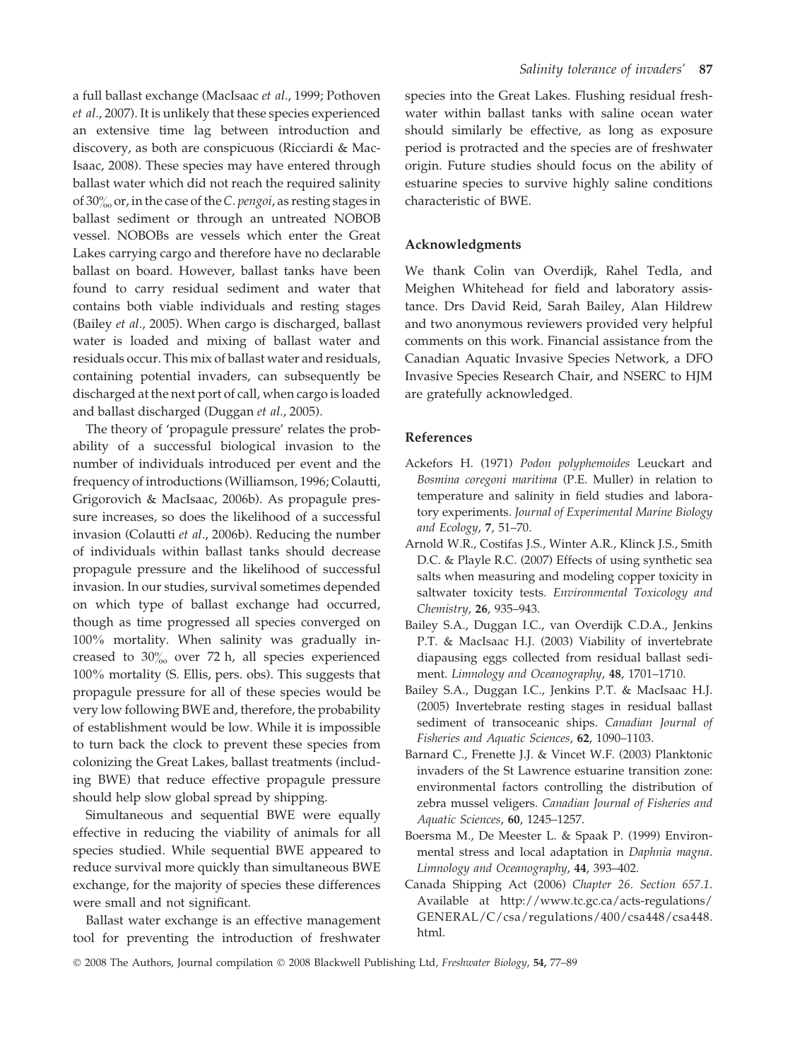a full ballast exchange (MacIsaac *et al.*, 1999; Pothoven *et al.*, 2007). It is unlikely that these species experienced an extensive time lag between introduction and discovery, as both are conspicuous (Ricciardi & MacIsaac, 2008). These species may have entered through ballast water which did not reach the required salinity of 30‰ or, in the case of the *C. pengoi*, as resting stages in ballast sediment or through an untreated NOBOB vessel. NOBOBs are vessels which enter the Great Lakes carrying cargo and therefore have no declarable ballast on board. However, ballast tanks have been found to carry residual sediment and water that contains both viable individuals and resting stages (Bailey *et al*., 2005). When cargo is discharged, ballast water is loaded and mixing of ballast water and residuals occur. This mix of ballast water and residuals, containing potential invaders, can subsequently be discharged at the next port of call, when cargo is loaded and ballast discharged (Duggan *et al*., 2005).

The theory of 'propagule pressure' relates the probability of a successful biological invasion to the number of individuals introduced per event and the frequency of introductions (Williamson, 1996; Colautti, Grigorovich & MacIsaac, 2006b). As propagule pressure increases, so does the likelihood of a successful invasion (Colautti *et al*., 2006b). Reducing the number of individuals within ballast tanks should decrease propagule pressure and the likelihood of successful invasion. In our studies, survival sometimes depended on which type of ballast exchange had occurred, though as time progressed all species converged on 100% mortality. When salinity was gradually increased to 30‰ over 72 h, all species experienced 100% mortality (S. Ellis, pers. obs). This suggests that propagule pressure for all of these species would be very low following BWE and, therefore, the probability of establishment would be low. While it is impossible to turn back the clock to prevent these species from colonizing the Great Lakes, ballast treatments (including BWE) that reduce effective propagule pressure should help slow global spread by shipping.

Simultaneous and sequential BWE were equally effective in reducing the viability of animals for all species studied. While sequential BWE appeared to reduce survival more quickly than simultaneous BWE exchange, for the majority of species these differences were small and not significant.

Ballast water exchange is an effective management tool for preventing the introduction of freshwater species into the Great Lakes. Flushing residual freshwater within ballast tanks with saline ocean water should similarly be effective, as long as exposure period is protracted and the species are of freshwater origin. Future studies should focus on the ability of estuarine species to survive highly saline conditions characteristic of BWE.

## Acknowledgments

We thank Colin van Overdijk, Rahel Tedla, and Meighen Whitehead for field and laboratory assistance. Drs David Reid, Sarah Bailey, Alan Hildrew and two anonymous reviewers provided very helpful comments on this work. Financial assistance from the Canadian Aquatic Invasive Species Network, a DFO Invasive Species Research Chair, and NSERC to HJM are gratefully acknowledged.

## References

Ackefors H. (1971) *Podon polyphemoides* Leuckart and *Bosmina coregoni maritima* (P.E. Muller) in relation to temperature and salinity in field studies and laboratory experiments. *Journal of Experimental Marine Biology and Ecology*, **7**, 51–70.

Arnold W.R., Costifas J.S., Winter A.R., Klinck J.S., Smith D.C. & Playle R.C. (2007) Effects of using synthetic sea salts when measuring and modeling copper toxicity in saltwater toxicity tests. *Environmental Toxicology and Chemistry*, **26**, 935–943.

Bailey S.A., Duggan I.C., van Overdijk C.D.A., Jenkins P.T. & MacIsaac H.J. (2003) Viability of invertebrate diapausing eggs collected from residual ballast sediment. *Limnology and Oceanography*, **48**, 1701–1710.

Bailey S.A., Duggan I.C., Jenkins P.T. & MacIsaac H.J. (2005) Invertebrate resting stages in residual ballast sediment of transoceanic ships. *Canadian Journal of Fisheries and Aquatic Sciences*, **62**, 1090–1103.

Barnard C., Frenette J.J. & Vincet W.F. (2003) Planktonic invaders of the St Lawrence estuarine transition zone: environmental factors controlling the distribution of zebra mussel veligers. *Canadian Journal of Fisheries and Aquatic Sciences*, **60**, 1245–1257.

Boersma M., De Meester L. & Spaak P. (1999) Environmental stress and local adaptation in *Daphnia magna*. *Limnology and Oceanography*, **44**, 393–402.

Canada Shipping Act (2006) *Chapter 26. Section 657.1*. Available at http://www.tc.gc.ca/acts-regulations/GENERAL/C/csa/regulations/400/csa448/csa448.html.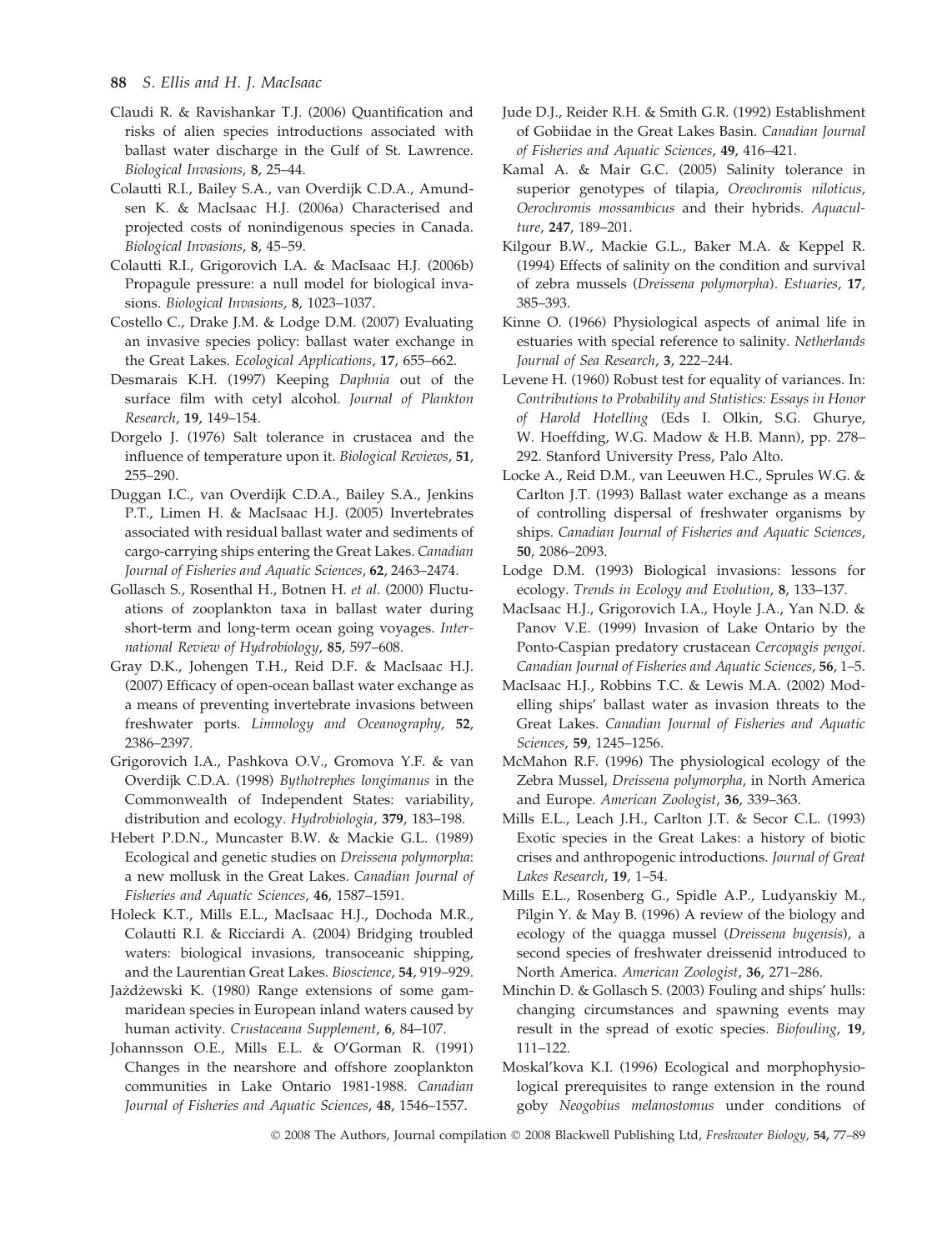Claudi R. & Ravishankar T.J. (2006) Quantification and risks of alien species introductions associated with ballast water discharge in the Gulf of St. Lawrence. *Biological Invasions*, **8**, 25–44.

Colautti R.I., Bailey S.A., van Overdijk C.D.A., Amundsen K. & MacIsaac H.J. (2006a) Characterised and projected costs of nonindigenous species in Canada. *Biological Invasions*, **8**, 45–59.

Colautti R.I., Grigorovich I.A. & MacIsaac H.J. (2006b) Propagule pressure: a null model for biological invasions. *Biological Invasions*, **8**, 1023–1037.

Costello C., Drake J.M. & Lodge D.M. (2007) Evaluating an invasive species policy: ballast water exchange in the Great Lakes. *Ecological Applications*, **17**, 655–662.

Desmarais K.H. (1997) Keeping *Daphnia* out of the surface film with cetyl alcohol. *Journal of Plankton Research*, **19**, 149–154.

Dorgelo J. (1976) Salt tolerance in crustacea and the influence of temperature upon it. *Biological Reviews*, **51**, 255–290.

Duggan I.C., van Overdijk C.D.A., Bailey S.A., Jenkins P.T., Limen H. & MacIsaac H.J. (2005) Invertebrates associated with residual ballast water and sediments of cargo-carrying ships entering the Great Lakes. *Canadian Journal of Fisheries and Aquatic Sciences*, **62**, 2463–2474.

Gollasch S., Rosenthal H., Botnen H. *et al.* (2000) Fluctuations of zooplankton taxa in ballast water during short-term and long-term ocean going voyages. *International Review of Hydrobiology*, **85**, 597–608.

Gray D.K., Johengen T.H., Reid D.F. & MacIsaac H.J. (2007) Efficacy of open-ocean ballast water exchange as a means of preventing invertebrate invasions between freshwater ports. *Limnology and Oceanography*, **52**, 2386–2397.

Grigorovich I.A., Pashkova O.V., Gromova Y.F. & van Overdijk C.D.A. (1998) *Bythotrephes longimanus* in the Commonwealth of Independent States: variability, distribution and ecology. *Hydrobiologia*, **379**, 183–198.

Hebert P.D.N., Muncaster B.W. & Mackie G.L. (1989) Ecological and genetic studies on *Dreissena polymorpha*: a new mollusk in the Great Lakes. *Canadian Journal of Fisheries and Aquatic Sciences*, **46**, 1587–1591.

Holeck K.T., Mills E.L., MacIsaac H.J., Dochoda M.R., Colautti R.I. & Ricciardi A. (2004) Bridging troubled waters: biological invasions, transoceanic shipping, and the Laurentian Great Lakes. *Bioscience*, **54**, 919–929.

Jażdżewski K. (1980) Range extensions of some gammaridean species in European inland waters caused by human activity. *Crustaceana Supplement*, **6**, 84–107.

Johannsson O.E., Mills E.L. & O'Gorman R. (1991) Changes in the nearshore and offshore zooplankton communities in Lake Ontario 1981-1988. *Canadian Journal of Fisheries and Aquatic Sciences*, **48**, 1546–1557.

Jude D.J., Reider R.H. & Smith G.R. (1992) Establishment of Gobiidae in the Great Lakes Basin. *Canadian Journal of Fisheries and Aquatic Sciences*, **49**, 416–421.

Kamal A. & Mair G.C. (2005) Salinity tolerance in superior genotypes of tilapia, *Oreochromis niloticus*, *Oerochromis mossambicus* and their hybrids. *Aquaculture*, **247**, 189–201.

Kilgour B.W., Mackie G.L., Baker M.A. & Keppel R. (1994) Effects of salinity on the condition and survival of zebra mussels (*Dreissena polymorpha*). *Estuaries*, **17**, 385–393.

Kinne O. (1966) Physiological aspects of animal life in estuaries with special reference to salinity. *Netherlands Journal of Sea Research*, **3**, 222–244.

Levene H. (1960) Robust test for equality of variances. In: *Contributions to Probability and Statistics: Essays in Honor of Harold Hotelling* (Eds I. Olkin, S.G. Ghurye, W. Hoeffding, W.G. Madow & H.B. Mann), pp. 278–292. Stanford University Press, Palo Alto.

Locke A., Reid D.M., van Leeuwen H.C., Sprules W.G. & Carlton J.T. (1993) Ballast water exchange as a means of controlling dispersal of freshwater organisms by ships. *Canadian Journal of Fisheries and Aquatic Sciences*, **50**, 2086–2093.

Lodge D.M. (1993) Biological invasions: lessons for ecology. *Trends in Ecology and Evolution*, **8**, 133–137.

MacIsaac H.J., Grigorovich I.A., Hoyle J.A., Yan N.D. & Panov V.E. (1999) Invasion of Lake Ontario by the Ponto-Caspian predatory crustacean *Cercopagis pengoi*. *Canadian Journal of Fisheries and Aquatic Sciences*, **56**, 1–5.

MacIsaac H.J., Robbins T.C. & Lewis M.A. (2002) Modelling ships' ballast water as invasion threats to the Great Lakes. *Canadian Journal of Fisheries and Aquatic Sciences*, **59**, 1245–1256.

McMahon R.F. (1996) The physiological ecology of the Zebra Mussel, *Dreissena polymorpha*, in North America and Europe. *American Zoologist*, **36**, 339–363.

Mills E.L., Leach J.H., Carlton J.T. & Secor C.L. (1993) Exotic species in the Great Lakes: a history of biotic crises and anthropogenic introductions. *Journal of Great Lakes Research*, **19**, 1–54.

Mills E.L., Rosenberg G., Spidle A.P., Ludyanskiy M., Pilgin Y. & May B. (1996) A review of the biology and ecology of the quagga mussel (*Dreissena bugensis*), a second species of freshwater dreissenid introduced to North America. *American Zoologist*, **36**, 271–286.

Minchin D. & Gollasch S. (2003) Fouling and ships' hulls: changing circumstances and spawning events may result in the spread of exotic species. *Biofouling*, **19**, 111–122.

Moskal'kova K.I. (1996) Ecological and morphophysiological prerequisites to range extension in the round goby *Neogobius melanostomus* under conditions of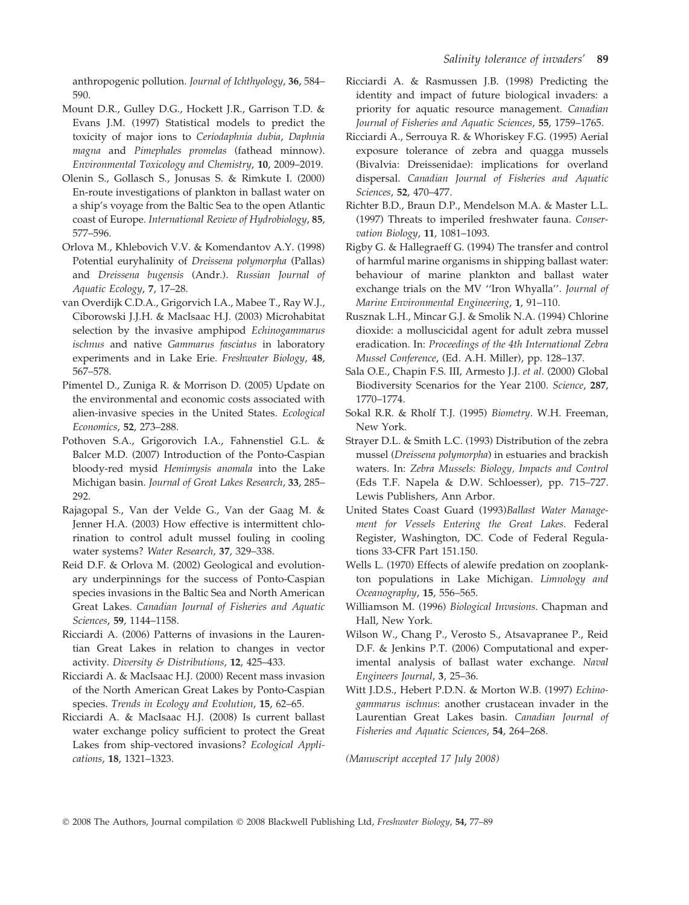anthropogenic pollution. *Journal of Ichthyology*, **36**, 584–590.

Mount D.R., Gulley D.G., Hockett J.R., Garrison T.D. & Evans J.M. (1997) Statistical models to predict the toxicity of major ions to *Ceriodaphnia dubia*, *Daphnia magna* and *Pimephales promelas* (fathead minnow). *Environmental Toxicology and Chemistry*, **10**, 2009–2019.

Olenin S., Gollasch S., Jonusas S. & Rimkute I. (2000) En-route investigations of plankton in ballast water on a ship's voyage from the Baltic Sea to the open Atlantic coast of Europe. *International Review of Hydrobiology*, **85**, 577–596.

Orlova M., Khlebovich V.V. & Komendantov A.Y. (1998) Potential euryhalinity of *Dreissena polymorpha* (Pallas) and *Dreissena bugensis* (Andr.). *Russian Journal of Aquatic Ecology*, **7**, 17–28.

van Overdijk C.D.A., Grigorvich I.A., Mabee T., Ray W.J., Ciborowski J.J.H. & MacIsaac H.J. (2003) Microhabitat selection by the invasive amphipod *Echinogammarus ischnus* and native *Gammarus fasciatus* in laboratory experiments and in Lake Erie. *Freshwater Biology*, **48**, 567–578.

Pimentel D., Zuniga R. & Morrison D. (2005) Update on the environmental and economic costs associated with alien-invasive species in the United States. *Ecological Economics*, **52**, 273–288.

Pothoven S.A., Grigorovich I.A., Fahnenstiel G.L. & Balcer M.D. (2007) Introduction of the Ponto-Caspian bloody-red mysid *Hemimysis anomala* into the Lake Michigan basin. *Journal of Great Lakes Research*, **33**, 285–292.

Rajagopal S., Van der Velde G., Van der Gaag M. & Jenner H.A. (2003) How effective is intermittent chlorination to control adult mussel fouling in cooling water systems? *Water Research*, **37**, 329–338.

Reid D.F. & Orlova M. (2002) Geological and evolutionary underpinnings for the success of Ponto-Caspian species invasions in the Baltic Sea and North American Great Lakes. *Canadian Journal of Fisheries and Aquatic Sciences*, **59**, 1144–1158.

Ricciardi A. (2006) Patterns of invasions in the Laurentian Great Lakes in relation to changes in vector activity. *Diversity & Distributions*, **12**, 425–433.

Ricciardi A. & MacIsaac H.J. (2000) Recent mass invasion of the North American Great Lakes by Ponto-Caspian species. *Trends in Ecology and Evolution*, **15**, 62–65.

Ricciardi A. & MacIsaac H.J. (2008) Is current ballast water exchange policy sufficient to protect the Great Lakes from ship-vectored invasions? *Ecological Applications*, **18**, 1321–1323.

Ricciardi A. & Rasmussen J.B. (1998) Predicting the identity and impact of future biological invaders: a priority for aquatic resource management. *Canadian Journal of Fisheries and Aquatic Sciences*, **55**, 1759–1765.

Ricciardi A., Serrouya R. & Whoriskey F.G. (1995) Aerial exposure tolerance of zebra and quagga mussels (Bivalvia: Dreissenidae): implications for overland dispersal. *Canadian Journal of Fisheries and Aquatic Sciences*, **52**, 470–477.

Richter B.D., Braun D.P., Mendelson M.A. & Master L.L. (1997) Threats to imperiled freshwater fauna. *Conservation Biology*, **11**, 1081–1093.

Rigby G. & Hallegraeff G. (1994) The transfer and control of harmful marine organisms in shipping ballast water: behaviour of marine plankton and ballast water exchange trials on the MV ''Iron Whyalla''. *Journal of Marine Environmental Engineering*, **1**, 91–110.

Rusznak L.H., Mincar G.J. & Smolik N.A. (1994) Chlorine dioxide: a molluscicidal agent for adult zebra mussel eradication. In: *Proceedings of the 4th International Zebra Mussel Conference*, (Ed. A.H. Miller), pp. 128–137.

Sala O.E., Chapin F.S. III, Armesto J.J. *et al.* (2000) Global Biodiversity Scenarios for the Year 2100. *Science*, **287**, 1770–1774.

Sokal R.R. & Rholf T.J. (1995) *Biometry*. W.H. Freeman, New York.

Strayer D.L. & Smith L.C. (1993) Distribution of the zebra mussel (*Dreissena polymorpha*) in estuaries and brackish waters. In: *Zebra Mussels: Biology, Impacts and Control* (Eds T.F. Napela & D.W. Schloesser), pp. 715–727. Lewis Publishers, Ann Arbor.

United States Coast Guard (1993)*Ballast Water Management for Vessels Entering the Great Lakes*. Federal Register, Washington, DC. Code of Federal Regulations 33-CFR Part 151.150.

Wells L. (1970) Effects of alewife predation on zooplankton populations in Lake Michigan. *Limnology and Oceanography*, **15**, 556–565.

Williamson M. (1996) *Biological Invasions*. Chapman and Hall, New York.

Wilson W., Chang P., Verosto S., Atsavapranee P., Reid D.F. & Jenkins P.T. (2006) Computational and experimental analysis of ballast water exchange. *Naval Engineers Journal*, **3**, 25–36.

Witt J.D.S., Hebert P.D.N. & Morton W.B. (1997) *Echinogammarus ischnus*: another crustacean invader in the Laurentian Great Lakes basin. *Canadian Journal of Fisheries and Aquatic Sciences*, **54**, 264–268.

*(Manuscript accepted 17 July 2008)*